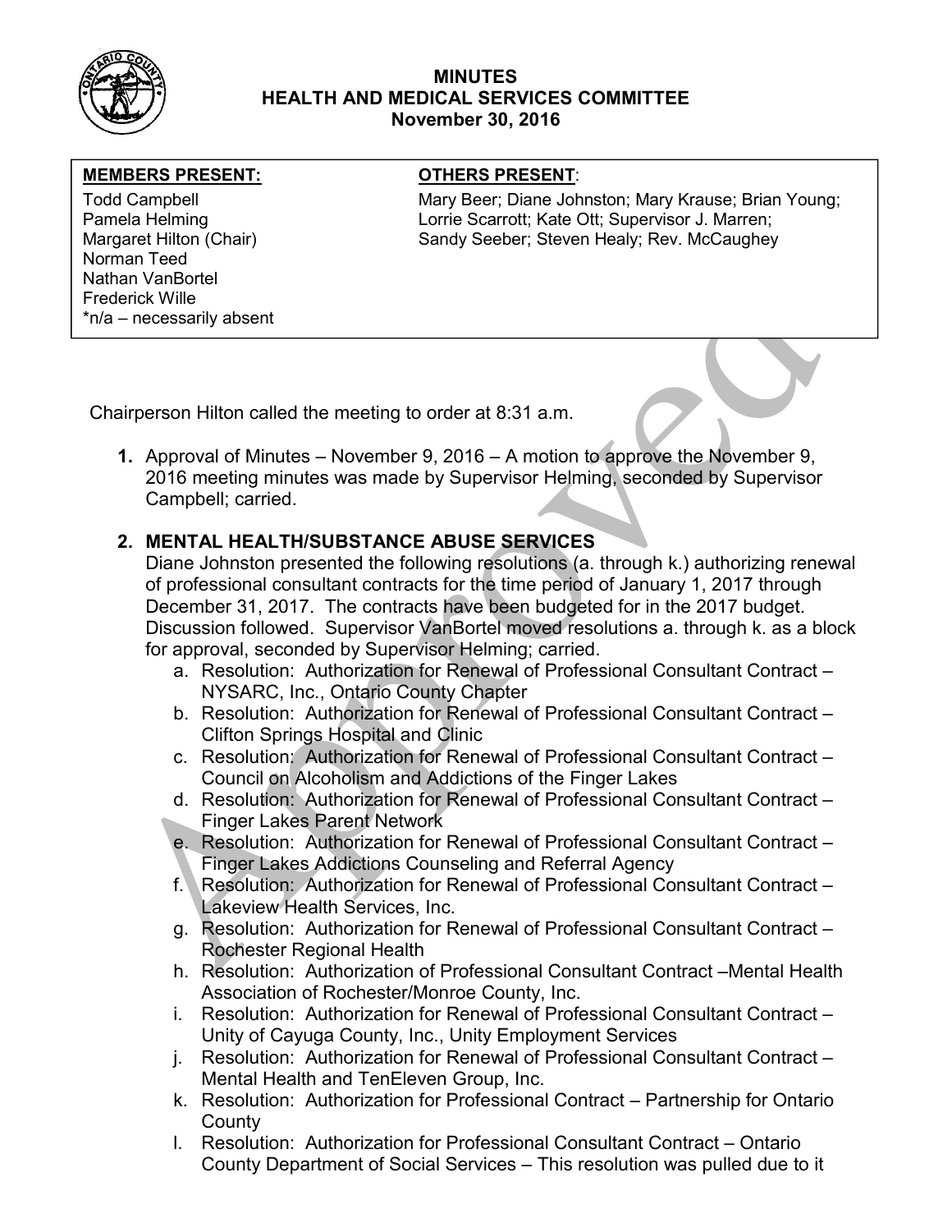# MINUTES
## HEALTH AND MEDICAL SERVICES COMMITTEE
### November 30, 2016

| **MEMBERS PRESENT:** | **OTHERS PRESENT**: |
|---|---|
| Todd Campbell<br>Pamela Helming<br>Margaret Hilton (Chair)<br>Norman Teed<br>Nathan VanBortel<br>Frederick Wille<br>*n/a – necessarily absent | Mary Beer; Diane Johnston; Mary Krause; Brian Young; Lorrie Scarrott; Kate Ott; Supervisor J. Marren; Sandy Seeber; Steven Healy; Rev. McCaughey |

Chairperson Hilton called the meeting to order at 8:31 a.m.

1. Approval of Minutes – November 9, 2016 – A motion to approve the November 9, 2016 meeting minutes was made by Supervisor Helming, seconded by Supervisor Campbell; carried.

2. **MENTAL HEALTH/SUBSTANCE ABUSE SERVICES**

   Diane Johnston presented the following resolutions (a. through k.) authorizing renewal of professional consultant contracts for the time period of January 1, 2017 through December 31, 2017. The contracts have been budgeted for in the 2017 budget. Discussion followed. Supervisor VanBortel moved resolutions a. through k. as a block for approval, seconded by Supervisor Helming; carried.

   a. Resolution: Authorization for Renewal of Professional Consultant Contract – NYSARC, Inc., Ontario County Chapter
   b. Resolution: Authorization for Renewal of Professional Consultant Contract – Clifton Springs Hospital and Clinic
   c. Resolution: Authorization for Renewal of Professional Consultant Contract – Council on Alcoholism and Addictions of the Finger Lakes
   d. Resolution: Authorization for Renewal of Professional Consultant Contract – Finger Lakes Parent Network
   e. Resolution: Authorization for Renewal of Professional Consultant Contract – Finger Lakes Addictions Counseling and Referral Agency
   f. Resolution: Authorization for Renewal of Professional Consultant Contract – Lakeview Health Services, Inc.
   g. Resolution: Authorization for Renewal of Professional Consultant Contract – Rochester Regional Health
   h. Resolution: Authorization of Professional Consultant Contract –Mental Health Association of Rochester/Monroe County, Inc.
   i. Resolution: Authorization for Renewal of Professional Consultant Contract – Unity of Cayuga County, Inc., Unity Employment Services
   j. Resolution: Authorization for Renewal of Professional Consultant Contract – Mental Health and TenEleven Group, Inc.
   k. Resolution: Authorization for Professional Contract – Partnership for Ontario County
   l. Resolution: Authorization for Professional Consultant Contract – Ontario County Department of Social Services – This resolution was pulled due to it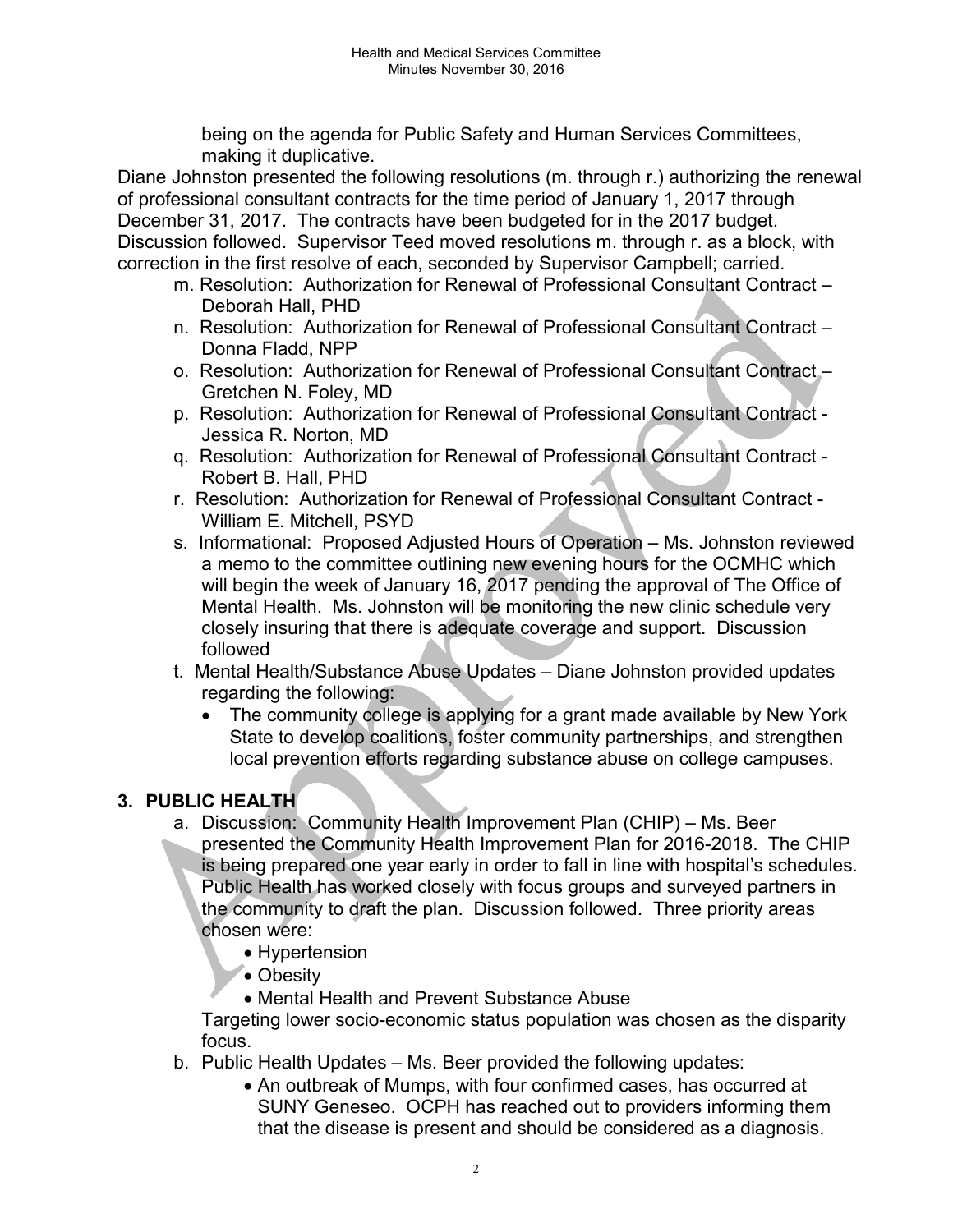being on the agenda for Public Safety and Human Services Committees, making it duplicative.

Diane Johnston presented the following resolutions (m. through r.) authorizing the renewal of professional consultant contracts for the time period of January 1, 2017 through December 31, 2017. The contracts have been budgeted for in the 2017 budget. Discussion followed. Supervisor Teed moved resolutions m. through r. as a block, with correction in the first resolve of each, seconded by Supervisor Campbell; carried.

m. Resolution: Authorization for Renewal of Professional Consultant Contract – Deborah Hall, PHD

n. Resolution: Authorization for Renewal of Professional Consultant Contract – Donna Fladd, NPP

o. Resolution: Authorization for Renewal of Professional Consultant Contract – Gretchen N. Foley, MD

p. Resolution: Authorization for Renewal of Professional Consultant Contract - Jessica R. Norton, MD

q. Resolution: Authorization for Renewal of Professional Consultant Contract - Robert B. Hall, PHD

r. Resolution: Authorization for Renewal of Professional Consultant Contract - William E. Mitchell, PSYD

s. Informational: Proposed Adjusted Hours of Operation – Ms. Johnston reviewed a memo to the committee outlining new evening hours for the OCMHC which will begin the week of January 16, 2017 pending the approval of The Office of Mental Health. Ms. Johnston will be monitoring the new clinic schedule very closely insuring that there is adequate coverage and support. Discussion followed

t. Mental Health/Substance Abuse Updates – Diane Johnston provided updates regarding the following:
   - The community college is applying for a grant made available by New York State to develop coalitions, foster community partnerships, and strengthen local prevention efforts regarding substance abuse on college campuses.

## 3. PUBLIC HEALTH

a. Discussion: Community Health Improvement Plan (CHIP) – Ms. Beer presented the Community Health Improvement Plan for 2016-2018. The CHIP is being prepared one year early in order to fall in line with hospital's schedules. Public Health has worked closely with focus groups and surveyed partners in the community to draft the plan. Discussion followed. Three priority areas chosen were:
   - Hypertension
   - Obesity
   - Mental Health and Prevent Substance Abuse

   Targeting lower socio-economic status population was chosen as the disparity focus.

b. Public Health Updates – Ms. Beer provided the following updates:
   - An outbreak of Mumps, with four confirmed cases, has occurred at SUNY Geneseo. OCPH has reached out to providers informing them that the disease is present and should be considered as a diagnosis.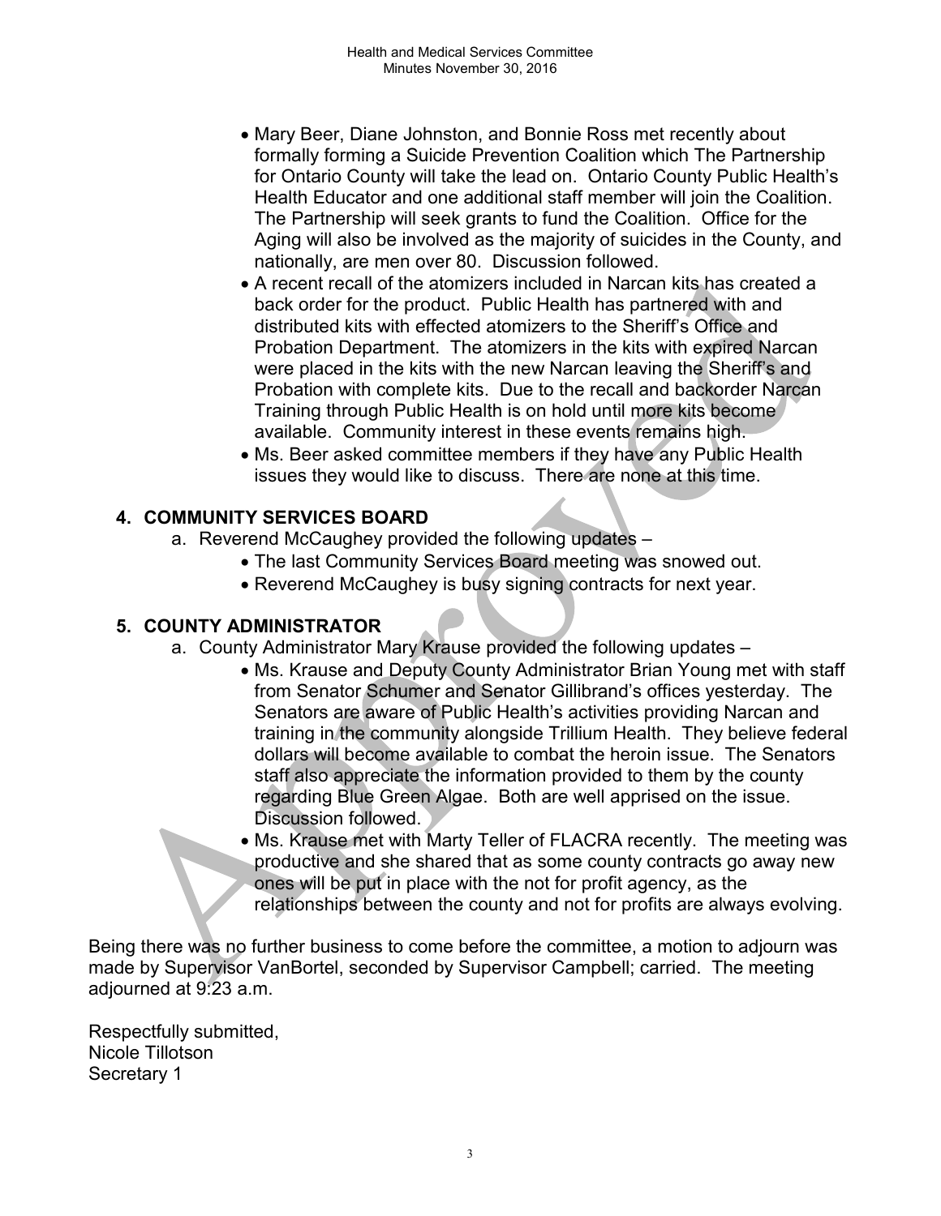- Mary Beer, Diane Johnston, and Bonnie Ross met recently about formally forming a Suicide Prevention Coalition which The Partnership for Ontario County will take the lead on. Ontario County Public Health's Health Educator and one additional staff member will join the Coalition. The Partnership will seek grants to fund the Coalition. Office for the Aging will also be involved as the majority of suicides in the County, and nationally, are men over 80. Discussion followed.
- A recent recall of the atomizers included in Narcan kits has created a back order for the product. Public Health has partnered with and distributed kits with effected atomizers to the Sheriff's Office and Probation Department. The atomizers in the kits with expired Narcan were placed in the kits with the new Narcan leaving the Sheriff's and Probation with complete kits. Due to the recall and backorder Narcan Training through Public Health is on hold until more kits become available. Community interest in these events remains high.
- Ms. Beer asked committee members if they have any Public Health issues they would like to discuss. There are none at this time.

## 4. COMMUNITY SERVICES BOARD

a. Reverend McCaughey provided the following updates –

- The last Community Services Board meeting was snowed out.
- Reverend McCaughey is busy signing contracts for next year.

## 5. COUNTY ADMINISTRATOR

a. County Administrator Mary Krause provided the following updates –

- Ms. Krause and Deputy County Administrator Brian Young met with staff from Senator Schumer and Senator Gillibrand's offices yesterday. The Senators are aware of Public Health's activities providing Narcan and training in the community alongside Trillium Health. They believe federal dollars will become available to combat the heroin issue. The Senators staff also appreciate the information provided to them by the county regarding Blue Green Algae. Both are well apprised on the issue. Discussion followed.
- Ms. Krause met with Marty Teller of FLACRA recently. The meeting was productive and she shared that as some county contracts go away new ones will be put in place with the not for profit agency, as the relationships between the county and not for profits are always evolving.

Being there was no further business to come before the committee, a motion to adjourn was made by Supervisor VanBortel, seconded by Supervisor Campbell; carried. The meeting adjourned at 9:23 a.m.

Respectfully submitted,
Nicole Tillotson
Secretary 1